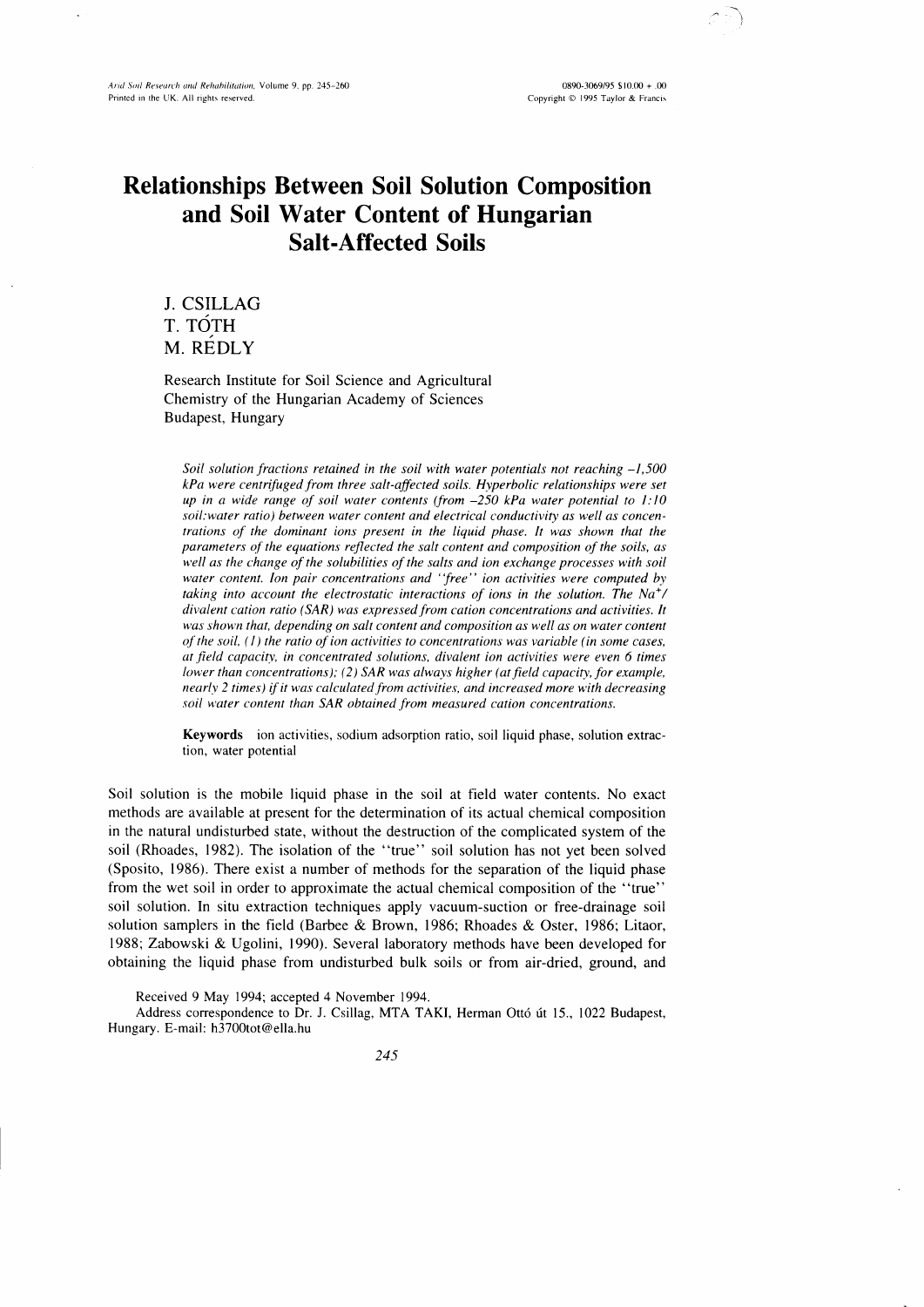# Relationships Between Soil Solution Composition and Soil Water Content of Hungarian Salt-Affected Soils

J. CSILLAG
T. TÓTH
M. RÉDLY

Research Institute for Soil Science and Agricultural Chemistry of the Hungarian Academy of Sciences
Budapest, Hungary

*Soil solution fractions retained in the soil with water potentials not reaching –1,500 kPa were centrifuged from three salt-affected soils. Hyperbolic relationships were set up in a wide range of soil water contents (from –250 kPa water potential to 1:10 soil:water ratio) between water content and electrical conductivity as well as concentrations of the dominant ions present in the liquid phase. It was shown that the parameters of the equations reflected the salt content and composition of the soils, as well as the change of the solubilities of the salts and ion exchange processes with soil water content. Ion pair concentrations and "free" ion activities were computed by taking into account the electrostatic interactions of ions in the solution. The $Na^+$/divalent cation ratio (SAR) was expressed from cation concentrations and activities. It was shown that, depending on salt content and composition as well as on water content of the soil, (1) the ratio of ion activities to concentrations was variable (in some cases, at field capacity, in concentrated solutions, divalent ion activities were even 6 times lower than concentrations); (2) SAR was always higher (at field capacity, for example, nearly 2 times) if it was calculated from activities, and increased more with decreasing soil water content than SAR obtained from measured cation concentrations.*

**Keywords** ion activities, sodium adsorption ratio, soil liquid phase, solution extraction, water potential

Soil solution is the mobile liquid phase in the soil at field water contents. No exact methods are available at present for the determination of its actual chemical composition in the natural undisturbed state, without the destruction of the complicated system of the soil (Rhoades, 1982). The isolation of the "true" soil solution has not yet been solved (Sposito, 1986). There exist a number of methods for the separation of the liquid phase from the wet soil in order to approximate the actual chemical composition of the "true" soil solution. In situ extraction techniques apply vacuum-suction or free-drainage soil solution samplers in the field (Barbee & Brown, 1986; Rhoades & Oster, 1986; Litaor, 1988; Zabowski & Ugolini, 1990). Several laboratory methods have been developed for obtaining the liquid phase from undisturbed bulk soils or from air-dried, ground, and

Received 9 May 1994; accepted 4 November 1994.

Address correspondence to Dr. J. Csillag, MTA TAKI, Herman Ottó út 15., 1022 Budapest, Hungary. E-mail: h3700tot@ella.hu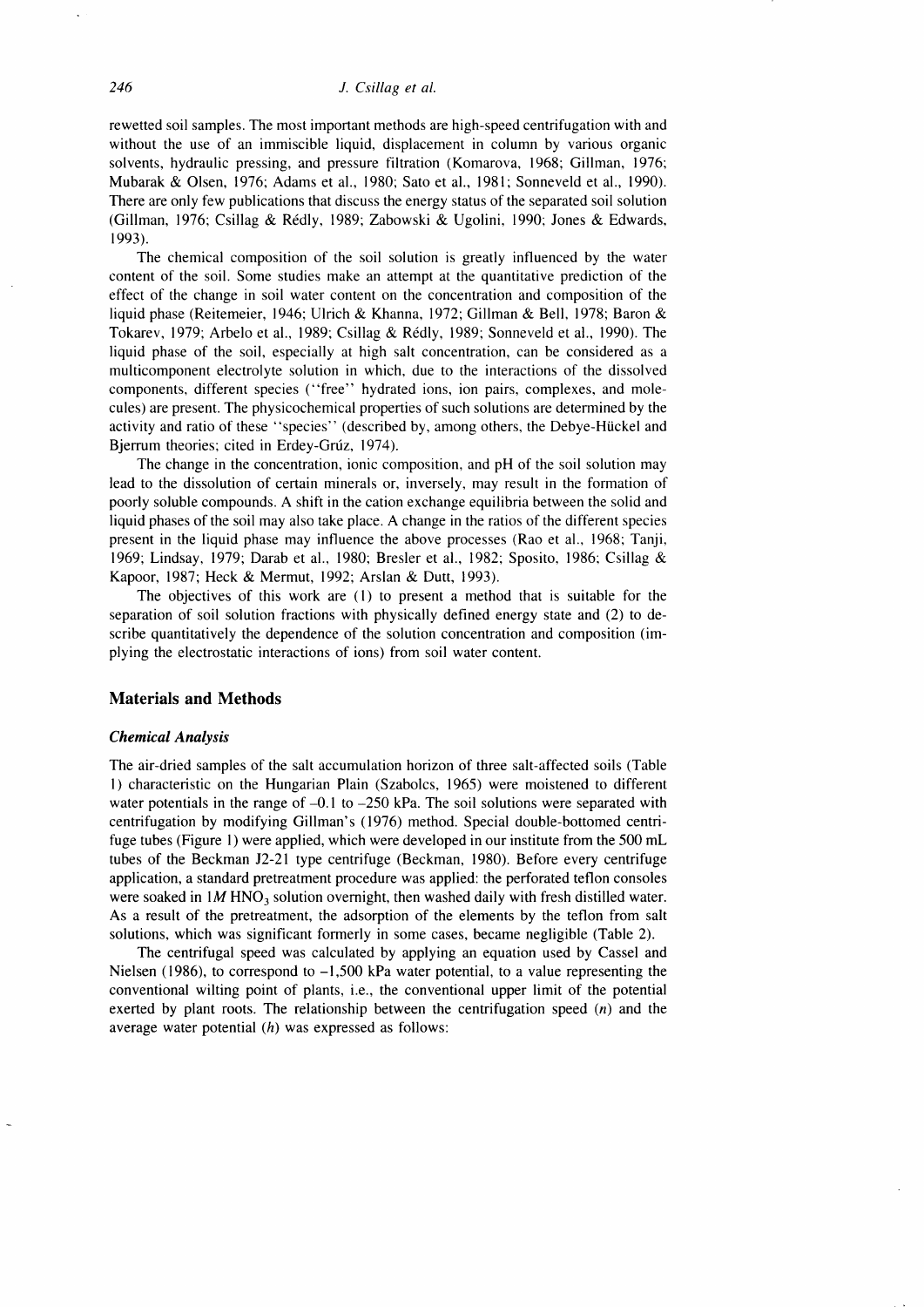rewetted soil samples. The most important methods are high-speed centrifugation with and without the use of an immiscible liquid, displacement in column by various organic solvents, hydraulic pressing, and pressure filtration (Komarova, 1968; Gillman, 1976; Mubarak & Olsen, 1976; Adams et al., 1980; Sato et al., 1981; Sonneveld et al., 1990). There are only few publications that discuss the energy status of the separated soil solution (Gillman, 1976; Csillag & Rédly, 1989; Zabowski & Ugolini, 1990; Jones & Edwards, 1993).

The chemical composition of the soil solution is greatly influenced by the water content of the soil. Some studies make an attempt at the quantitative prediction of the effect of the change in soil water content on the concentration and composition of the liquid phase (Reitemeier, 1946; Ulrich & Khanna, 1972; Gillman & Bell, 1978; Baron & Tokarev, 1979; Arbelo et al., 1989; Csillag & Rédly, 1989; Sonneveld et al., 1990). The liquid phase of the soil, especially at high salt concentration, can be considered as a multicomponent electrolyte solution in which, due to the interactions of the dissolved components, different species ("free" hydrated ions, ion pairs, complexes, and molecules) are present. The physicochemical properties of such solutions are determined by the activity and ratio of these "species" (described by, among others, the Debye-Hückel and Bjerrum theories; cited in Erdey-Grúz, 1974).

The change in the concentration, ionic composition, and pH of the soil solution may lead to the dissolution of certain minerals or, inversely, may result in the formation of poorly soluble compounds. A shift in the cation exchange equilibria between the solid and liquid phases of the soil may also take place. A change in the ratios of the different species present in the liquid phase may influence the above processes (Rao et al., 1968; Tanji, 1969; Lindsay, 1979; Darab et al., 1980; Bresler et al., 1982; Sposito, 1986; Csillag & Kapoor, 1987; Heck & Mermut, 1992; Arslan & Dutt, 1993).

The objectives of this work are (1) to present a method that is suitable for the separation of soil solution fractions with physically defined energy state and (2) to describe quantitatively the dependence of the solution concentration and composition (implying the electrostatic interactions of ions) from soil water content.

## Materials and Methods

### *Chemical Analysis*

The air-dried samples of the salt accumulation horizon of three salt-affected soils (Table 1) characteristic on the Hungarian Plain (Szabolcs, 1965) were moistened to different water potentials in the range of –0.1 to –250 kPa. The soil solutions were separated with centrifugation by modifying Gillman's (1976) method. Special double-bottomed centrifuge tubes (Figure 1) were applied, which were developed in our institute from the 500 mL tubes of the Beckman J2-21 type centrifuge (Beckman, 1980). Before every centrifuge application, a standard pretreatment procedure was applied: the perforated teflon consoles were soaked in $1M$ $HNO_3$ solution overnight, then washed daily with fresh distilled water. As a result of the pretreatment, the adsorption of the elements by the teflon from salt solutions, which was significant formerly in some cases, became negligible (Table 2).

The centrifugal speed was calculated by applying an equation used by Cassel and Nielsen (1986), to correspond to –1,500 kPa water potential, to a value representing the conventional wilting point of plants, i.e., the conventional upper limit of the potential exerted by plant roots. The relationship between the centrifugation speed ($n$) and the average water potential ($h$) was expressed as follows: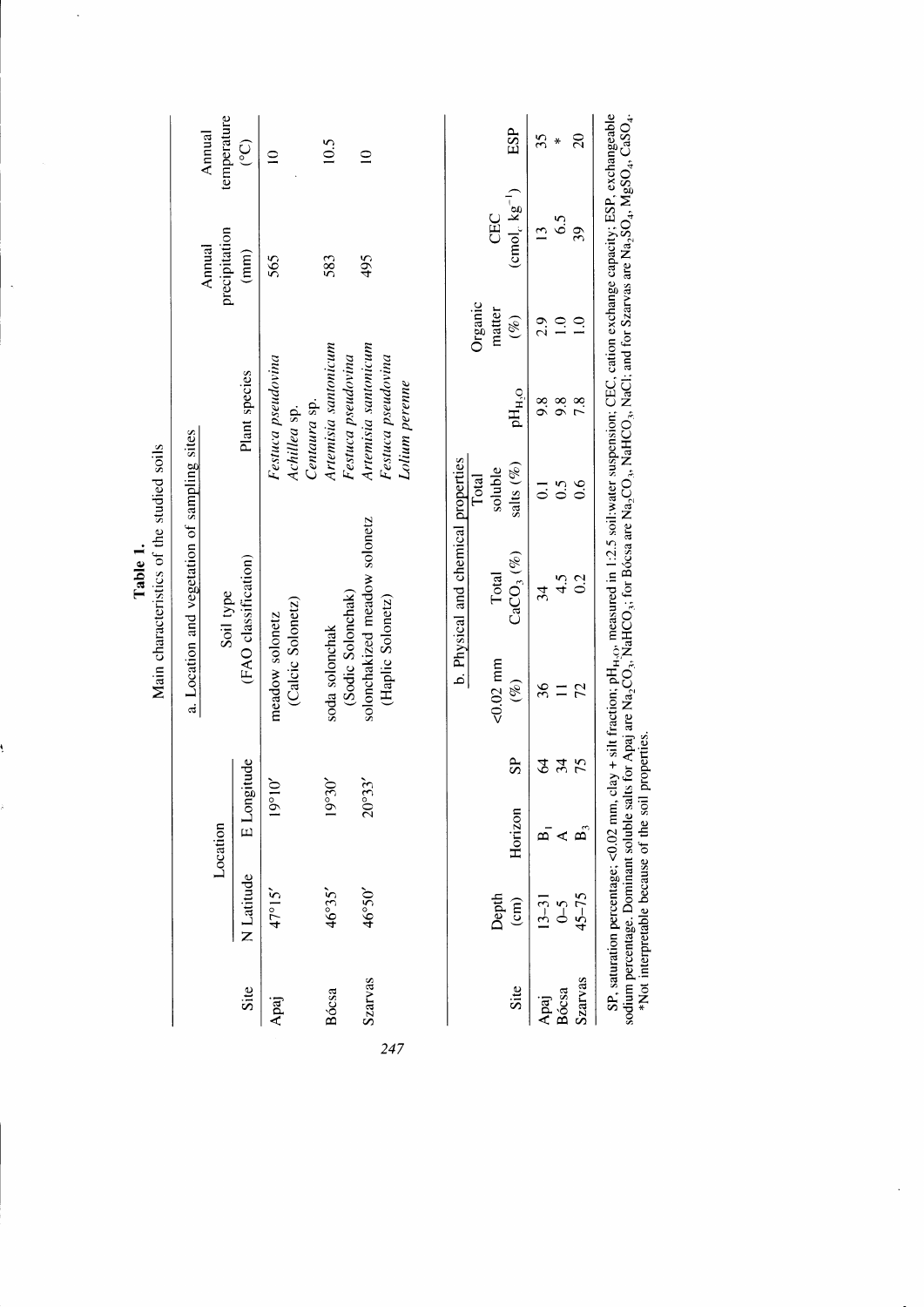**Table 1.**
Main characteristics of the studied soils

a. Location and vegetation of sampling sites

| Site | Location | | Soil type (FAO classification) | Plant species | Annual precipitation (mm) | Annual temperature (°C) |
|---|---|---|---|---|---|---|
| | N Latitude | E Longitude | | | | |
| Apaj | 47°15′ | 19°10′ | meadow solonetz (Calcic Solonetz) | *Festuca pseudovina* *Achillea* sp. *Centaura* sp. | 565 | 10 |
| Bócsa | 46°35′ | 19°30′ | soda solonchak (Sodic Solonchak) | *Artemisia santonicum* *Festuca pseudovina* | 583 | 10.5 |
| Szarvas | 46°50′ | 20°33′ | solonchakized meadow solonetz (Haplic Solonetz) | *Artemisia santonicum* *Festuca pseudovina* *Lolium perenne* | 495 | 10 |

b. Physical and chemical properties

| Site | Depth (cm) | Horizon | SP | <0.02 mm (%) | Total $CaCO_3$ (%) | Total soluble salts (%) | $pH_{H_2O}$ | Organic matter (%) | CEC ($cmol_c\ kg^{-1}$) | ESP |
|---|---|---|---|---|---|---|---|---|---|---|
| Apaj | 13–31 | $B_1$ | 64 | 36 | 34 | 0.1 | 9.8 | 2.9 | 13 | 35 |
| Bócsa | 0–5 | A | 34 | 11 | 4.5 | 0.5 | 9.8 | 1.0 | 6.5 | * |
| Szarvas | 45–75 | $B_3$ | 75 | 72 | 0.2 | 0.6 | 7.8 | 1.0 | 39 | 20 |

SP, saturation percentage; <0.02 mm, clay + silt fraction, $pH_{H_2O}$ measured in 1:2.5 soil:water suspension; CEC, cation exchange capacity; ESP, exchangeable sodium percentage. Dominant soluble salts for Apaj are $Na_2CO_3$, $NaHCO_3$; for Bócsa are $Na_2CO_3$, $NaHCO_3$, NaCl; and for Szarvas are $Na_2SO_4$, $MgSO_4$, $CaSO_4$.
*Not interpretable because of the soil properties.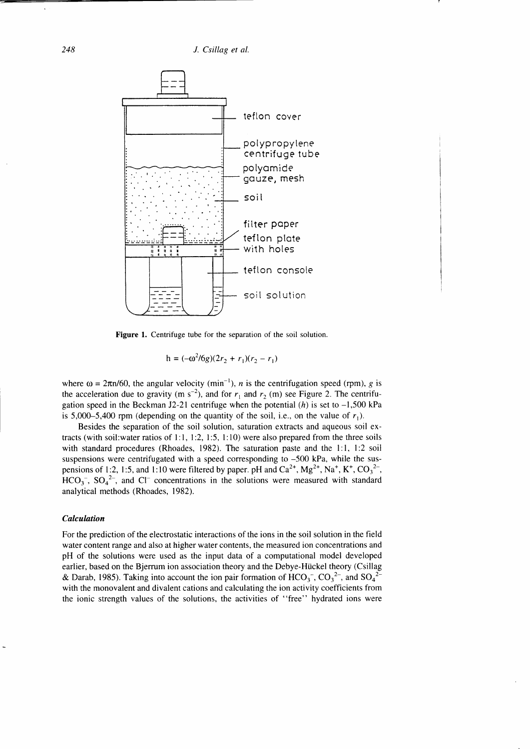Figure 1. Centrifuge tube for the separation of the soil solution.

$$h = (-\omega^2/6g)(2r_2 + r_1)(r_2 - r_1)$$

where $\omega = 2\pi n/60$, the angular velocity ($min^{-1}$), $n$ is the centrifugation speed (rpm), $g$ is the acceleration due to gravity ($m\ s^{-2}$), and for $r_1$ and $r_2$ (m) see Figure 2. The centrifugation speed in the Beckman J2-21 centrifuge when the potential ($h$) is set to –1,500 kPa is 5,000–5,400 rpm (depending on the quantity of the soil, i.e., on the value of $r_1$).

Besides the separation of the soil solution, saturation extracts and aqueous soil extracts (with soil:water ratios of 1:1, 1:2, 1:5, 1:10) were also prepared from the three soils with standard procedures (Rhoades, 1982). The saturation paste and the 1:1, 1:2 soil suspensions were centrifugated with a speed corresponding to –500 kPa, while the suspensions of 1:2, 1:5, and 1:10 were filtered by paper. pH and $Ca^{2+}$, $Mg^{2+}$, $Na^{+}$, $K^{+}$, $CO_3^{2-}$, $HCO_3^{-}$, $SO_4^{2-}$, and $Cl^{-}$ concentrations in the solutions were measured with standard analytical methods (Rhoades, 1982).

### *Calculation*

For the prediction of the electrostatic interactions of the ions in the soil solution in the field water content range and also at higher water contents, the measured ion concentrations and pH of the solutions were used as the input data of a computational model developed earlier, based on the Bjerrum ion association theory and the Debye-Hückel theory (Csillag & Darab, 1985). Taking into account the ion pair formation of $HCO_3^{-}$, $CO_3^{2-}$, and $SO_4^{2-}$ with the monovalent and divalent cations and calculating the ion activity coefficients from the ionic strength values of the solutions, the activities of "free" hydrated ions were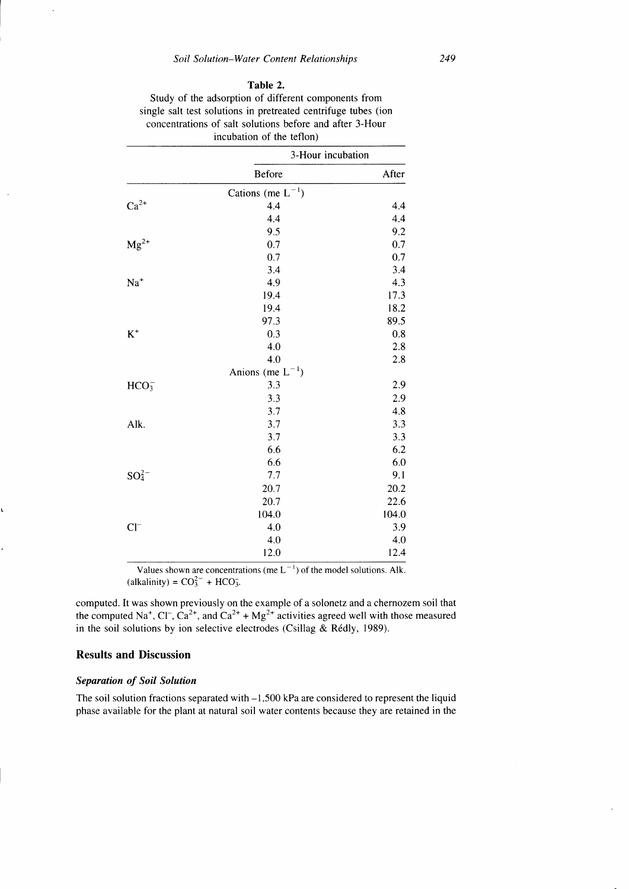**Table 2.**
Study of the adsorption of different components from single salt test solutions in pretreated centrifuge tubes (ion concentrations of salt solutions before and after 3-Hour incubation of the teflon)

| | 3-Hour incubation | |
|---|---|---|
| | Before | After |
| | Cations (me $L^{-1}$) | |
| $Ca^{2+}$ | 4.4 | 4.4 |
| | 4.4 | 4.4 |
| | 9.5 | 9.2 |
| $Mg^{2+}$ | 0.7 | 0.7 |
| | 0.7 | 0.7 |
| | 3.4 | 3.4 |
| $Na^{+}$ | 4.9 | 4.3 |
| | 19.4 | 17.3 |
| | 19.4 | 18.2 |
| | 97.3 | 89.5 |
| $K^{+}$ | 0.3 | 0.8 |
| | 4.0 | 2.8 |
| | 4.0 | 2.8 |
| | Anions (me $L^{-1}$) | |
| $HCO_3^-$ | 3.3 | 2.9 |
| | 3.3 | 2.9 |
| | 3.7 | 4.8 |
| Alk. | 3.7 | 3.3 |
| | 3.7 | 3.3 |
| | 6.6 | 6.2 |
| | 6.6 | 6.0 |
| $SO_4^{2-}$ | 7.7 | 9.1 |
| | 20.7 | 20.2 |
| | 20.7 | 22.6 |
| | 104.0 | 104.0 |
| $Cl^-$ | 4.0 | 3.9 |
| | 4.0 | 4.0 |
| | 12.0 | 12.4 |

Values shown are concentrations (me $L^{-1}$) of the model solutions. Alk. (alkalinity) = $CO_3^{2-}$ + $HCO_3^-$.

computed. It was shown previously on the example of a solonetz and a chernozem soil that the computed $Na^+$, $Cl^-$, $Ca^{2+}$, and $Ca^{2+}$ + $Mg^{2+}$ activities agreed well with those measured in the soil solutions by ion selective electrodes (Csillag & Rédly, 1989).

## Results and Discussion

### *Separation of Soil Solution*

The soil solution fractions separated with −1,500 kPa are considered to represent the liquid phase available for the plant at natural soil water contents because they are retained in the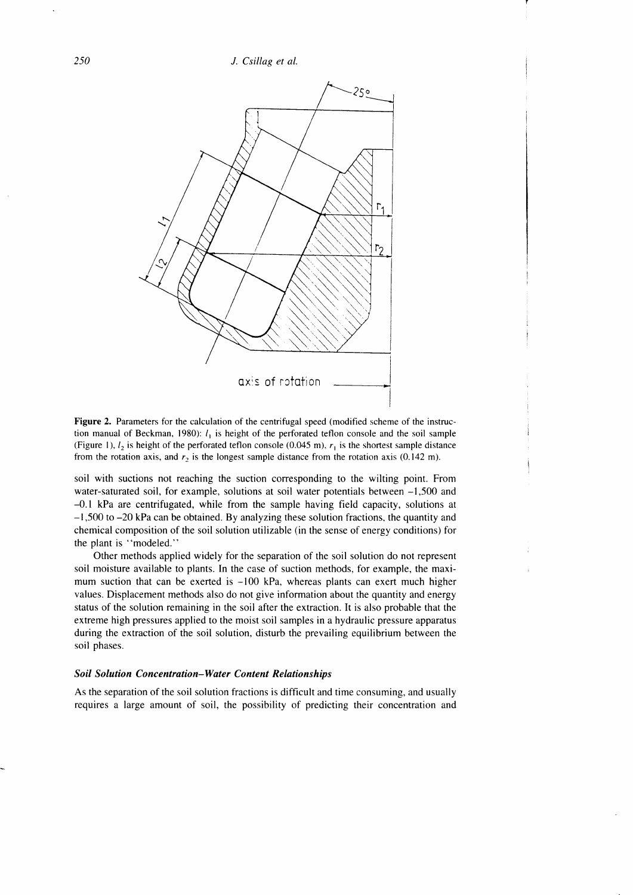**Figure 2.** Parameters for the calculation of the centrifugal speed (modified scheme of the instruction manual of Beckman, 1980): $l_1$ is height of the perforated teflon console and the soil sample (Figure 1), $l_2$ is height of the perforated teflon console (0.045 m), $r_1$ is the shortest sample distance from the rotation axis, and $r_2$ is the longest sample distance from the rotation axis (0.142 m).

soil with suctions not reaching the suction corresponding to the wilting point. From water-saturated soil, for example, solutions at soil water potentials between –1,500 and –0.1 kPa are centrifugated, while from the sample having field capacity, solutions at –1,500 to –20 kPa can be obtained. By analyzing these solution fractions, the quantity and chemical composition of the soil solution utilizable (in the sense of energy conditions) for the plant is "modeled."

Other methods applied widely for the separation of the soil solution do not represent soil moisture available to plants. In the case of suction methods, for example, the maximum suction that can be exerted is –100 kPa, whereas plants can exert much higher values. Displacement methods also do not give information about the quantity and energy status of the solution remaining in the soil after the extraction. It is also probable that the extreme high pressures applied to the moist soil samples in a hydraulic pressure apparatus during the extraction of the soil solution, disturb the prevailing equilibrium between the soil phases.

### *Soil Solution Concentration–Water Content Relationships*

As the separation of the soil solution fractions is difficult and time consuming, and usually requires a large amount of soil, the possibility of predicting their concentration and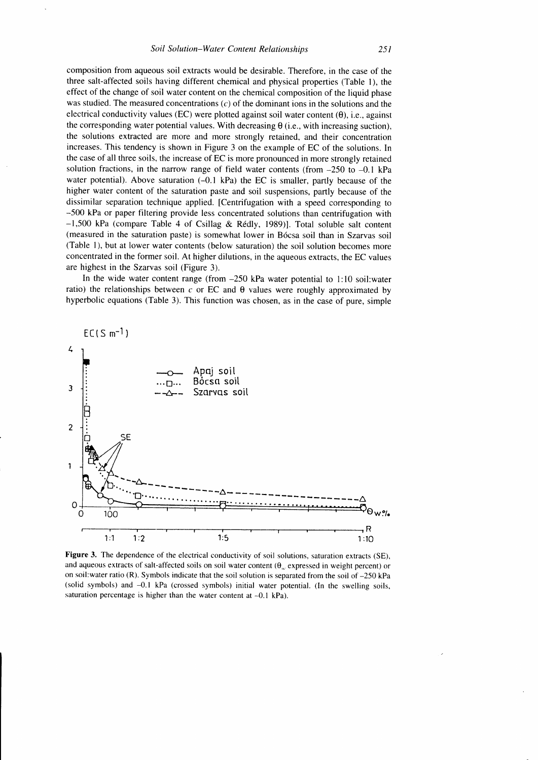composition from aqueous soil extracts would be desirable. Therefore, in the case of the three salt-affected soils having different chemical and physical properties (Table 1), the effect of the change of soil water content on the chemical composition of the liquid phase was studied. The measured concentrations ($c$) of the dominant ions in the solutions and the electrical conductivity values (EC) were plotted against soil water content ($\theta$), i.e., against the corresponding water potential values. With decreasing $\theta$ (i.e., with increasing suction), the solutions extracted are more and more strongly retained, and their concentration increases. This tendency is shown in Figure 3 on the example of EC of the solutions. In the case of all three soils, the increase of EC is more pronounced in more strongly retained solution fractions, in the narrow range of field water contents (from –250 to –0.1 kPa water potential). Above saturation (–0.1 kPa) the EC is smaller, partly because of the higher water content of the saturation paste and soil suspensions, partly because of the dissimilar separation technique applied. [Centrifugation with a speed corresponding to –500 kPa or paper filtering provide less concentrated solutions than centrifugation with –1,500 kPa (compare Table 4 of Csillag & Rédly, 1989)]. Total soluble salt content (measured in the saturation paste) is somewhat lower in Bócsa soil than in Szarvas soil (Table 1), but at lower water contents (below saturation) the soil solution becomes more concentrated in the former soil. At higher dilutions, in the aqueous extracts, the EC values are highest in the Szarvas soil (Figure 3).

In the wide water content range (from –250 kPa water potential to 1:10 soil:water ratio) the relationships between $c$ or EC and $\theta$ values were roughly approximated by hyperbolic equations (Table 3). This function was chosen, as in the case of pure, simple

**Figure 3.** The dependence of the electrical conductivity of soil solutions, saturation extracts (SE), and aqueous extracts of salt-affected soils on soil water content ($\theta_w$ expressed in weight percent) or on soil:water ratio (R). Symbols indicate that the soil solution is separated from the soil of –250 kPa (solid symbols) and –0.1 kPa (crossed symbols) initial water potential. (In the swelling soils, saturation percentage is higher than the water content at –0.1 kPa).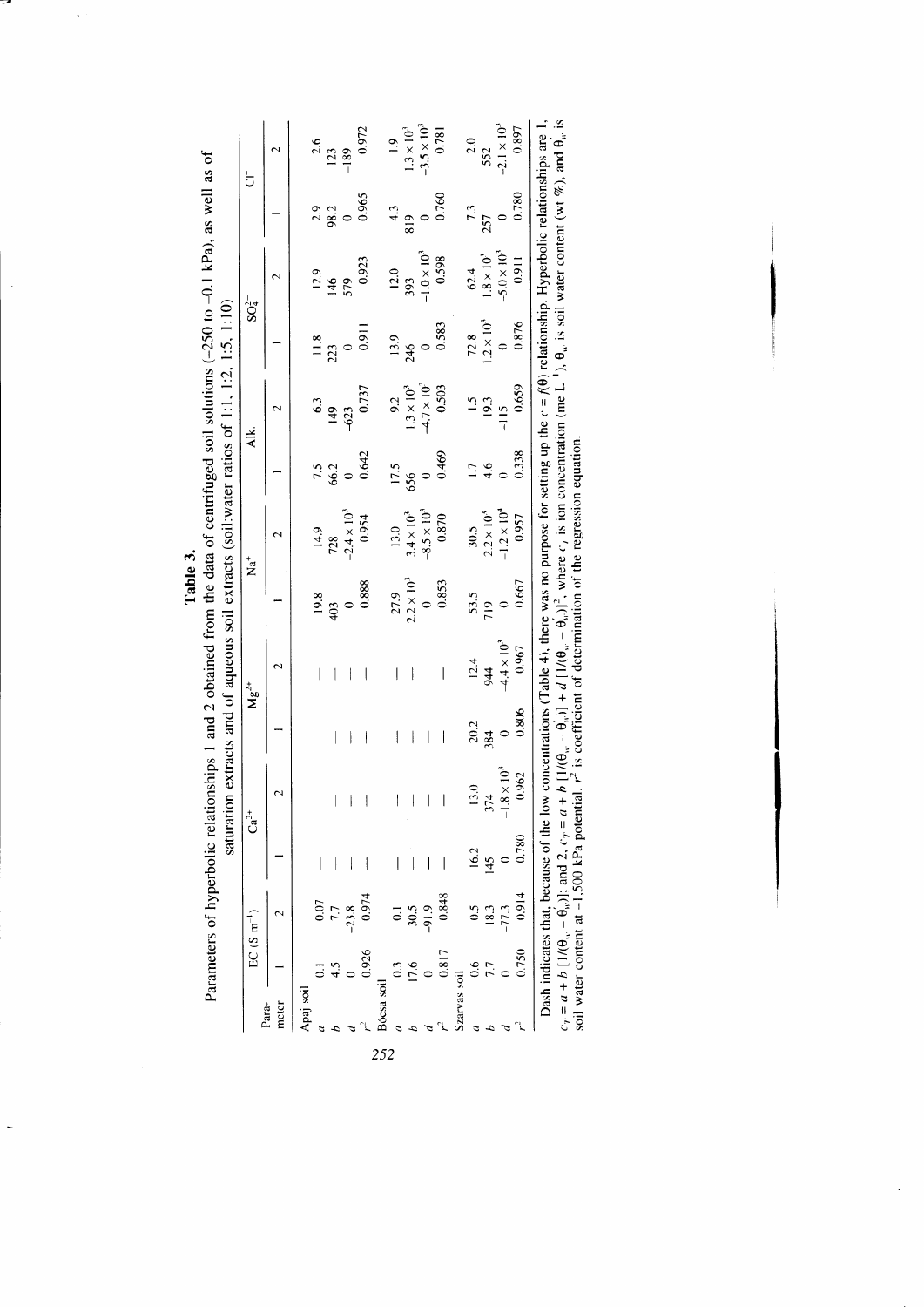**Table 3.**
Parameters of hyperbolic relationships 1 and 2 obtained from the data of centrifuged soil solutions (–250 to –0.1 kPa), as well as of saturation extracts and of aqueous soil extracts (soil:water ratios of 1:1, 1:2, 1:5, 1:10)

| Para-meter | EC (S m$^{-1}$) | | $Ca^{2+}$ | | $Mg^{2+}$ | | $Na^+$ | | Alk. | | $SO_4^{2-}$ | | $Cl^-$ | |
|---|---|---|---|---|---|---|---|---|---|---|---|---|---|---|
| | 1 | 2 | 1 | 2 | 1 | 2 | 1 | 2 | 1 | 2 | 1 | 2 | 1 | 2 |
| Apaj soil | | | | | | | | | | | | | | |
| $a$ | 0.1 | 0.07 | — | — | — | — | 19.8 | 14.9 | 7.5 | 6.3 | 11.8 | 12.9 | 2.9 | 2.6 |
| $b$ | 4.5 | 7.7 | — | — | — | — | 403 | 728 | 66.2 | 149 | 223 | 146 | 98.2 | 123 |
| $d$ | 0 | –23.8 | — | — | — | — | 0 | $-2.4\times10^3$ | 0 | –623 | 0 | 579 | 0 | –189 |
| $r^2$ | 0.926 | 0.974 | — | — | — | — | 0.888 | 0.954 | 0.642 | 0.737 | 0.911 | 0.923 | 0.965 | 0.972 |
| Bócsa soil | | | | | | | | | | | | | | |
| $a$ | 0.3 | 0.1 | — | — | — | — | 27.9 | 13.0 | 17.5 | 9.2 | 13.9 | 12.0 | 4.3 | –1.9 |
| $b$ | 17.6 | 30.5 | — | — | — | — | $2.2\times10^3$ | $3.4\times10^3$ | 656 | $1.3\times10^3$ | 246 | 393 | 819 | $1.3\times10^3$ |
| $d$ | 0 | –91.9 | — | — | — | — | 0 | $-8.5\times10^3$ | 0 | $-4.7\times10^3$ | 0 | $-1.0\times10^3$ | 0 | $-3.5\times10^3$ |
| $r^2$ | 0.817 | 0.848 | — | — | — | — | 0.853 | 0.870 | 0.469 | 0.503 | 0.583 | 0.598 | 0.760 | 0.781 |
| Szarvas soil | | | | | | | | | | | | | | |
| $a$ | 0.6 | 0.5 | 16.2 | 13.0 | 20.2 | 12.4 | 53.5 | 30.5 | 1.7 | 1.5 | 72.8 | 62.4 | 7.3 | 2.0 |
| $b$ | 7.7 | 18.3 | 145 | 374 | 384 | 944 | 719 | $2.2\times10^3$ | 4.6 | 19.3 | $1.2\times10^3$ | $1.8\times10^3$ | 257 | 552 |
| $d$ | 0 | –77.3 | 0 | $-1.8\times10^3$ | 0 | $-4.4\times10^3$ | 0 | $-1.2\times10^4$ | 0 | –115 | 0 | $-5.0\times10^3$ | 0 | $-2.1\times10^3$ |
| $r^2$ | 0.750 | 0.914 | 0.780 | 0.962 | 0.806 | 0.967 | 0.667 | 0.957 | 0.338 | 0.659 | 0.876 | 0.911 | 0.780 | 0.897 |

Dash indicates that, because of the low concentrations (Table 4), there was no purpose for setting up the $c = f(\theta)$ relationship. Hyperbolic relationships are 1, $c_T = a + b\,[1/(\theta_w - \theta_w')]$; and 2, $c_T = a + b\,[1/(\theta_w - \theta_w')] + d\,[1/(\theta_w - \theta_w')]^2$, where $c_T$ is ion concentration (me L$^{-1}$), $\theta_w$ is soil water content (wt %), and $\theta_w'$ is soil water content at –1,500 kPa potential. $r^2$ is coefficient of determination of the regression equation.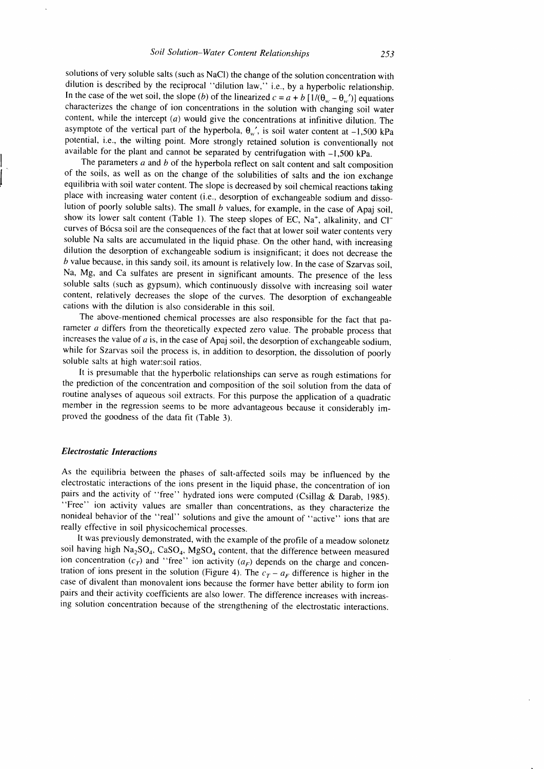solutions of very soluble salts (such as NaCl) the change of the solution concentration with dilution is described by the reciprocal "dilution law," i.e., by a hyperbolic relationship. In the case of the wet soil, the slope ($b$) of the linearized $c = a + b\,[1/(\theta_w - \theta_w')]$ equations characterizes the change of ion concentrations in the solution with changing soil water content, while the intercept ($a$) would give the concentrations at infinitive dilution. The asymptote of the vertical part of the hyperbola, $\theta_w'$, is soil water content at −1,500 kPa potential, i.e., the wilting point. More strongly retained solution is conventionally not available for the plant and cannot be separated by centrifugation with −1,500 kPa.

The parameters $a$ and $b$ of the hyperbola reflect on salt content and salt composition of the soils, as well as on the change of the solubilities of salts and the ion exchange equilibria with soil water content. The slope is decreased by soil chemical reactions taking place with increasing water content (i.e., desorption of exchangeable sodium and dissolution of poorly soluble salts). The small $b$ values, for example, in the case of Apaj soil, show its lower salt content (Table 1). The steep slopes of EC, $Na^+$, alkalinity, and $Cl^-$ curves of Bócsa soil are the consequences of the fact that at lower soil water contents very soluble Na salts are accumulated in the liquid phase. On the other hand, with increasing dilution the desorption of exchangeable sodium is insignificant; it does not decrease the $b$ value because, in this sandy soil, its amount is relatively low. In the case of Szarvas soil, Na, Mg, and Ca sulfates are present in significant amounts. The presence of the less soluble salts (such as gypsum), which continuously dissolve with increasing soil water content, relatively decreases the slope of the curves. The desorption of exchangeable cations with the dilution is also considerable in this soil.

The above-mentioned chemical processes are also responsible for the fact that parameter $a$ differs from the theoretically expected zero value. The probable process that increases the value of $a$ is, in the case of Apaj soil, the desorption of exchangeable sodium, while for Szarvas soil the process is, in addition to desorption, the dissolution of poorly soluble salts at high water:soil ratios.

It is presumable that the hyperbolic relationships can serve as rough estimations for the prediction of the concentration and composition of the soil solution from the data of routine analyses of aqueous soil extracts. For this purpose the application of a quadratic member in the regression seems to be more advantageous because it considerably improved the goodness of the data fit (Table 3).

### *Electrostatic Interactions*

As the equilibria between the phases of salt-affected soils may be influenced by the electrostatic interactions of the ions present in the liquid phase, the concentration of ion pairs and the activity of "free" hydrated ions were computed (Csillag & Darab, 1985). "Free" ion activity values are smaller than concentrations, as they characterize the nonideal behavior of the "real" solutions and give the amount of "active" ions that are really effective in soil physicochemical processes.

It was previously demonstrated, with the example of the profile of a meadow solonetz soil having high $Na_2SO_4$, $CaSO_4$, $MgSO_4$ content, that the difference between measured ion concentration ($c_T$) and "free" ion activity ($a_F$) depends on the charge and concentration of ions present in the solution (Figure 4). The $c_T - a_F$ difference is higher in the case of divalent than monovalent ions because the former have better ability to form ion pairs and their activity coefficients are also lower. The difference increases with increasing solution concentration because of the strengthening of the electrostatic interactions.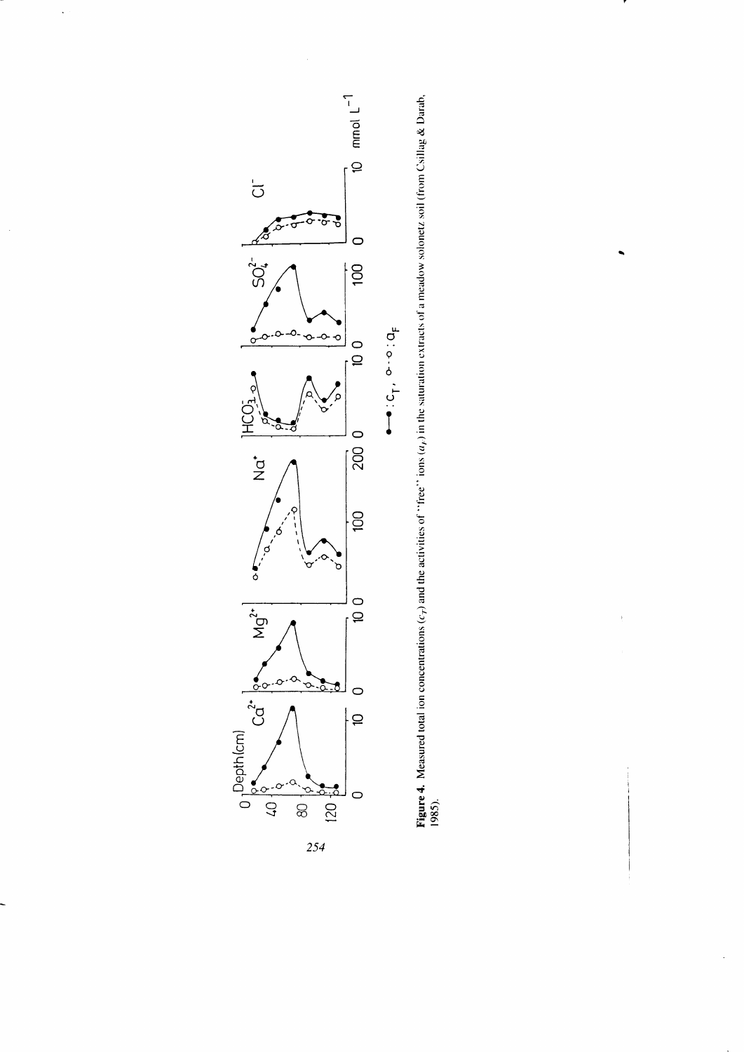**Figure 4.** Measured total ion concentrations ($c_T$) and the activities of "free" ions ($a_F$) in the saturation extracts of a meadow solonetz soil (from Csillag & Darab, 1985).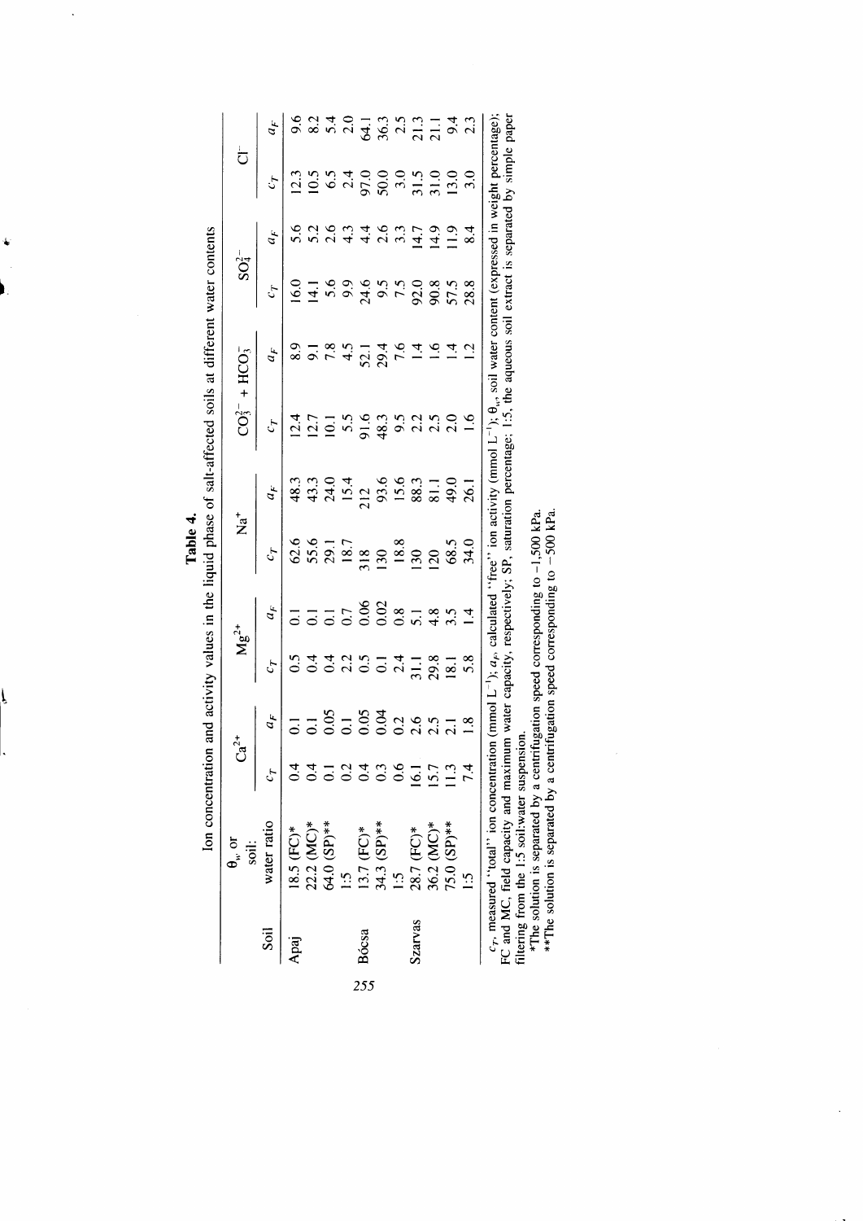**Table 4.**
Ion concentration and activity values in the liquid phase of salt-affected soils at different water contents

| Soil | $\theta_w$ or soil: water ratio | $Ca^{2+}$ $c_T$ | $Ca^{2+}$ $a_F$ | $Mg^{2+}$ $c_T$ | $Mg^{2+}$ $a_F$ | $Na^+$ $c_T$ | $Na^+$ $a_F$ | $CO_3^{2-} + HCO_3^-$ $c_T$ | $CO_3^{2-} + HCO_3^-$ $a_F$ | $SO_4^{2-}$ $c_T$ | $SO_4^{2-}$ $a_F$ | $Cl^-$ $c_T$ | $Cl^-$ $a_F$ |
|---|---|---|---|---|---|---|---|---|---|---|---|---|---|
| Apaj | 18.5 (FC)* | 0.4 | 0.1 | 0.5 | 0.1 | 62.6 | 48.3 | 12.4 | 8.9 | 16.0 | 5.6 | 12.3 | 9.6 |
| | 22.2 (MC)* | 0.4 | 0.1 | 0.4 | 0.1 | 55.6 | 43.3 | 12.7 | 9.1 | 14.1 | 5.2 | 10.5 | 8.2 |
| | 64.0 (SP)** | 0.1 | 0.05 | 0.4 | 0.1 | 29.1 | 24.0 | 10.1 | 7.8 | 5.6 | 2.6 | 6.5 | 5.4 |
| | 1:5 | 0.2 | 0.1 | 2.2 | 0.7 | 18.7 | 15.4 | 5.5 | 4.5 | 9.9 | 4.3 | 2.4 | 2.0 |
| Bócsa | 13.7 (FC)* | 0.4 | 0.05 | 0.5 | 0.06 | 318 | 212 | 91.6 | 52.1 | 24.6 | 4.4 | 97.0 | 64.1 |
| | 34.3 (SP)** | 0.3 | 0.04 | 0.1 | 0.02 | 130 | 93.6 | 48.3 | 29.4 | 9.5 | 2.6 | 50.0 | 36.3 |
| | 1:5 | 0.6 | 0.2 | 2.4 | 0.8 | 18.8 | 15.6 | 9.5 | 7.6 | 7.5 | 3.3 | 3.0 | 2.5 |
| Szarvas | 28.7 (FC)* | 16.1 | 2.6 | 31.1 | 5.1 | 130 | 88.3 | 2.2 | 1.4 | 92.0 | 14.7 | 31.5 | 21.3 |
| | 36.2 (MC)* | 15.7 | 2.5 | 29.8 | 4.8 | 120 | 81.1 | 2.5 | 1.6 | 90.8 | 14.9 | 31.0 | 21.1 |
| | 75.0 (SP)** | 11.3 | 2.1 | 18.1 | 3.5 | 68.5 | 49.0 | 2.0 | 1.4 | 57.5 | 11.9 | 13.0 | 9.4 |
| | 1:5 | 7.4 | 1.8 | 5.8 | 1.4 | 34.0 | 26.1 | 1.6 | 1.2 | 28.8 | 8.4 | 3.0 | 2.3 |

$c_T$, measured "total" ion concentration (mmol $L^{-1}$); $a_F$, calculated "free" ion activity (mmol $L^{-1}$); $\theta_w$, soil water content (expressed in weight percentage); FC and MC, field capacity and maximum water capacity, respectively; SP, saturation percentage; 1:5, the aqueous soil extract is separated by simple paper filtering from the 1:5 soil:water suspension.

*The solution is separated by a centrifugation speed corresponding to −1,500 kPa.

**The solution is separated by a centrifugation speed corresponding to −500 kPa.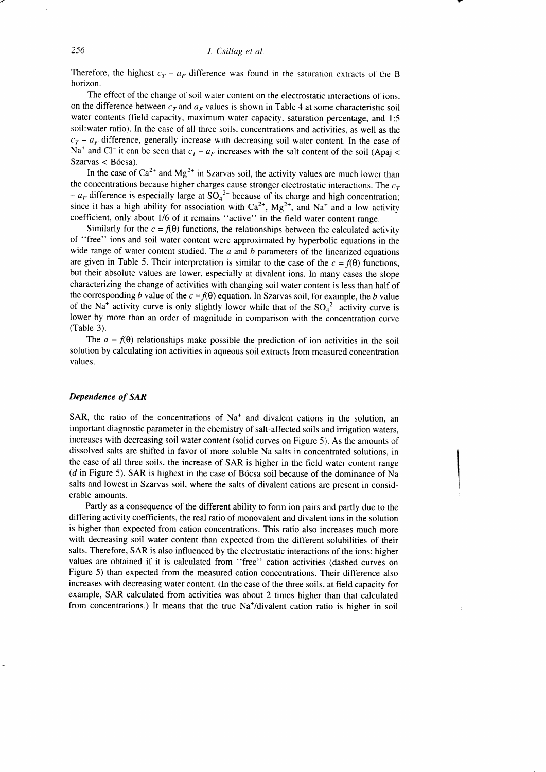Therefore, the highest $c_T - a_F$ difference was found in the saturation extracts of the B horizon.

The effect of the change of soil water content on the electrostatic interactions of ions, on the difference between $c_T$ and $a_F$ values is shown in Table 4 at some characteristic soil water contents (field capacity, maximum water capacity, saturation percentage, and 1:5 soil:water ratio). In the case of all three soils, concentrations and activities, as well as the $c_T - a_F$ difference, generally increase with decreasing soil water content. In the case of $Na^+$ and $Cl^-$ it can be seen that $c_T - a_F$ increases with the salt content of the soil (Apaj < Szarvas < Bócsa).

In the case of $Ca^{2+}$ and $Mg^{2+}$ in Szarvas soil, the activity values are much lower than the concentrations because higher charges cause stronger electrostatic interactions. The $c_T - a_F$ difference is especially large at $SO_4^{2-}$ because of its charge and high concentration; since it has a high ability for association with $Ca^{2+}$, $Mg^{2+}$, and $Na^+$ and a low activity coefficient, only about 1/6 of it remains "active" in the field water content range.

Similarly for the $c = f(\theta)$ functions, the relationships between the calculated activity of "free" ions and soil water content were approximated by hyperbolic equations in the wide range of water content studied. The $a$ and $b$ parameters of the linearized equations are given in Table 5. Their interpretation is similar to the case of the $c = f(\theta)$ functions, but their absolute values are lower, especially at divalent ions. In many cases the slope characterizing the change of activities with changing soil water content is less than half of the corresponding $b$ value of the $c = f(\theta)$ equation. In Szarvas soil, for example, the $b$ value of the $Na^+$ activity curve is only slightly lower while that of the $SO_4^{2-}$ activity curve is lower by more than an order of magnitude in comparison with the concentration curve (Table 3).

The $a = f(\theta)$ relationships make possible the prediction of ion activities in the soil solution by calculating ion activities in aqueous soil extracts from measured concentration values.

### *Dependence of SAR*

SAR, the ratio of the concentrations of $Na^+$ and divalent cations in the solution, an important diagnostic parameter in the chemistry of salt-affected soils and irrigation waters, increases with decreasing soil water content (solid curves on Figure 5). As the amounts of dissolved salts are shifted in favor of more soluble Na salts in concentrated solutions, in the case of all three soils, the increase of SAR is higher in the field water content range (*d* in Figure 5). SAR is highest in the case of Bócsa soil because of the dominance of Na salts and lowest in Szarvas soil, where the salts of divalent cations are present in considerable amounts.

Partly as a consequence of the different ability to form ion pairs and partly due to the differing activity coefficients, the real ratio of monovalent and divalent ions in the solution is higher than expected from cation concentrations. This ratio also increases much more with decreasing soil water content than expected from the different solubilities of their salts. Therefore, SAR is also influenced by the electrostatic interactions of the ions: higher values are obtained if it is calculated from "free" cation activities (dashed curves on Figure 5) than expected from the measured cation concentrations. Their difference also increases with decreasing water content. (In the case of the three soils, at field capacity for example, SAR calculated from activities was about 2 times higher than that calculated from concentrations.) It means that the true $Na^+$/divalent cation ratio is higher in soil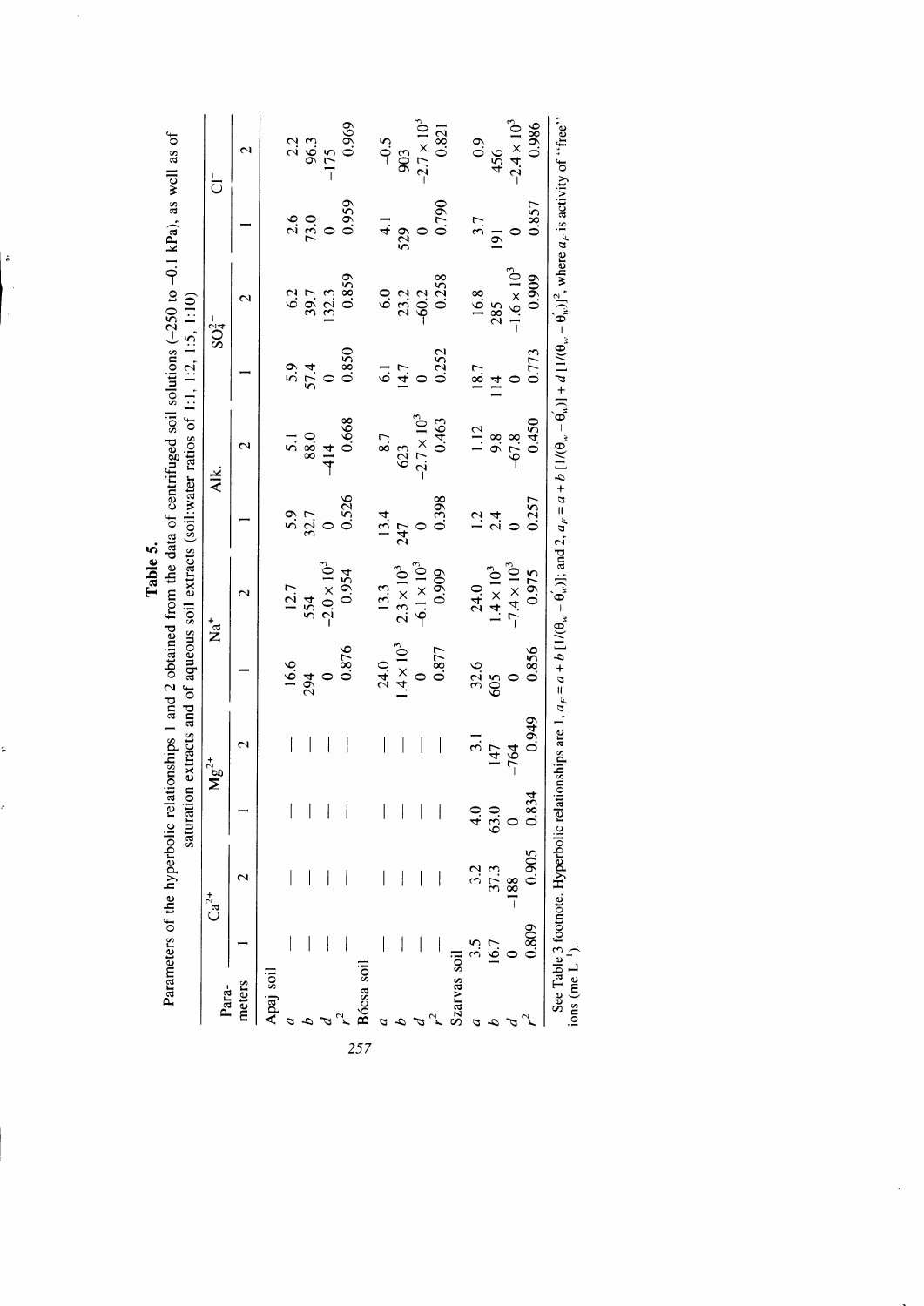**Table 5.**
Parameters of the hyperbolic relationships 1 and 2 obtained from the data of centrifuged soil solutions (−250 to −0.1 kPa), as well as of saturation extracts and of aqueous soil extracts (soil:water ratios of 1:1, 1:2, 1:5, 1:10)

| Para-meters | $Ca^{2+}$ | | $Mg^{2+}$ | | $Na^{+}$ | | Alk. | | $SO_4^{2-}$ | | $Cl^{-}$ | |
|---|---|---|---|---|---|---|---|---|---|---|---|---|
| | 1 | 2 | 1 | 2 | 1 | 2 | 1 | 2 | 1 | 2 | 1 | 2 |
| Apaj soil | | | | | | | | | | | | |
| $a$ | — | — | — | — | 16.6 | 12.7 | 5.9 | 5.1 | 5.9 | 6.2 | 2.6 | 2.2 |
| $b$ | — | — | — | — | 294 | 554 | 32.7 | 88.0 | 57.4 | 39.7 | 73.0 | 96.3 |
| $d$ | — | — | — | — | 0 | $-2.0 \times 10^3$ | 0 | −414 | 0 | 132.3 | 0 | −175 |
| $r^2$ | — | — | — | — | 0.876 | 0.954 | 0.526 | 0.668 | 0.850 | 0.859 | 0.959 | 0.969 |
| Bócsa soil | | | | | | | | | | | | |
| $a$ | — | — | — | — | 24.0 | 13.3 | 13.4 | 8.7 | 6.1 | 6.0 | 4.1 | −0.5 |
| $b$ | — | — | — | — | $1.4 \times 10^3$ | $2.3 \times 10^3$ | 247 | 623 | 14.7 | 23.2 | 529 | 903 |
| $d$ | — | — | — | — | 0 | $-6.1 \times 10^3$ | 0 | $-2.7 \times 10^3$ | 0 | −60.2 | 0 | $-2.7 \times 10^3$ |
| $r^2$ | — | — | — | — | 0.877 | 0.909 | 0.398 | 0.463 | 0.252 | 0.258 | 0.790 | 0.821 |
| Szarvas soil | | | | | | | | | | | | |
| $a$ | 3.5 | 3.2 | 4.0 | 3.1 | 32.6 | 24.0 | 1.2 | 1.12 | 18.7 | 16.8 | 3.7 | 0.9 |
| $b$ | 16.7 | 37.3 | 63.0 | 147 | 605 | $1.4 \times 10^3$ | 2.4 | 9.8 | 114 | 285 | 191 | 456 |
| $d$ | 0 | −188 | 0 | −764 | 0 | $-7.4 \times 10^3$ | 0 | −67.8 | 0 | $-1.6 \times 10^3$ | 0 | $-2.4 \times 10^3$ |
| $r^2$ | 0.809 | 0.905 | 0.834 | 0.949 | 0.856 | 0.975 | 0.257 | 0.450 | 0.773 | 0.909 | 0.857 | 0.986 |

See Table 3 footnote. Hyperbolic relationships are 1, $a_F = a + b\,[1/(\theta_w - \theta_w')]$; and 2, $a_F = a + b\,[1/(\theta_w - \theta_w')] + d\,[1/(\theta_w - \theta_w')]^2$, where $a_F$ is activity of "free" ions (me $L^{-1}$).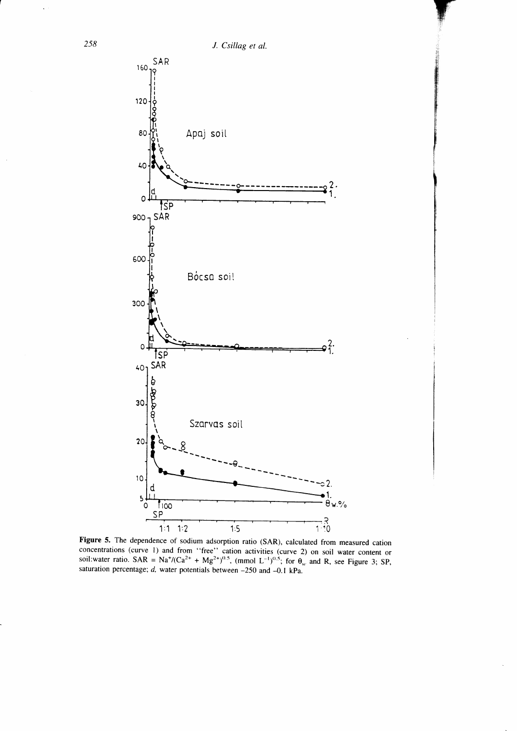**Figure 5.** The dependence of sodium adsorption ratio (SAR), calculated from measured cation concentrations (curve 1) and from "free" cation activities (curve 2) on soil water content or soil:water ratio. SAR = $Na^+/(Ca^{2+} + Mg^{2+})^{0.5}$, (mmol $L^{-1})^{0.5}$; for $\theta_w$ and R, see Figure 3; SP, saturation percentage; *d*, water potentials between −250 and −0.1 kPa.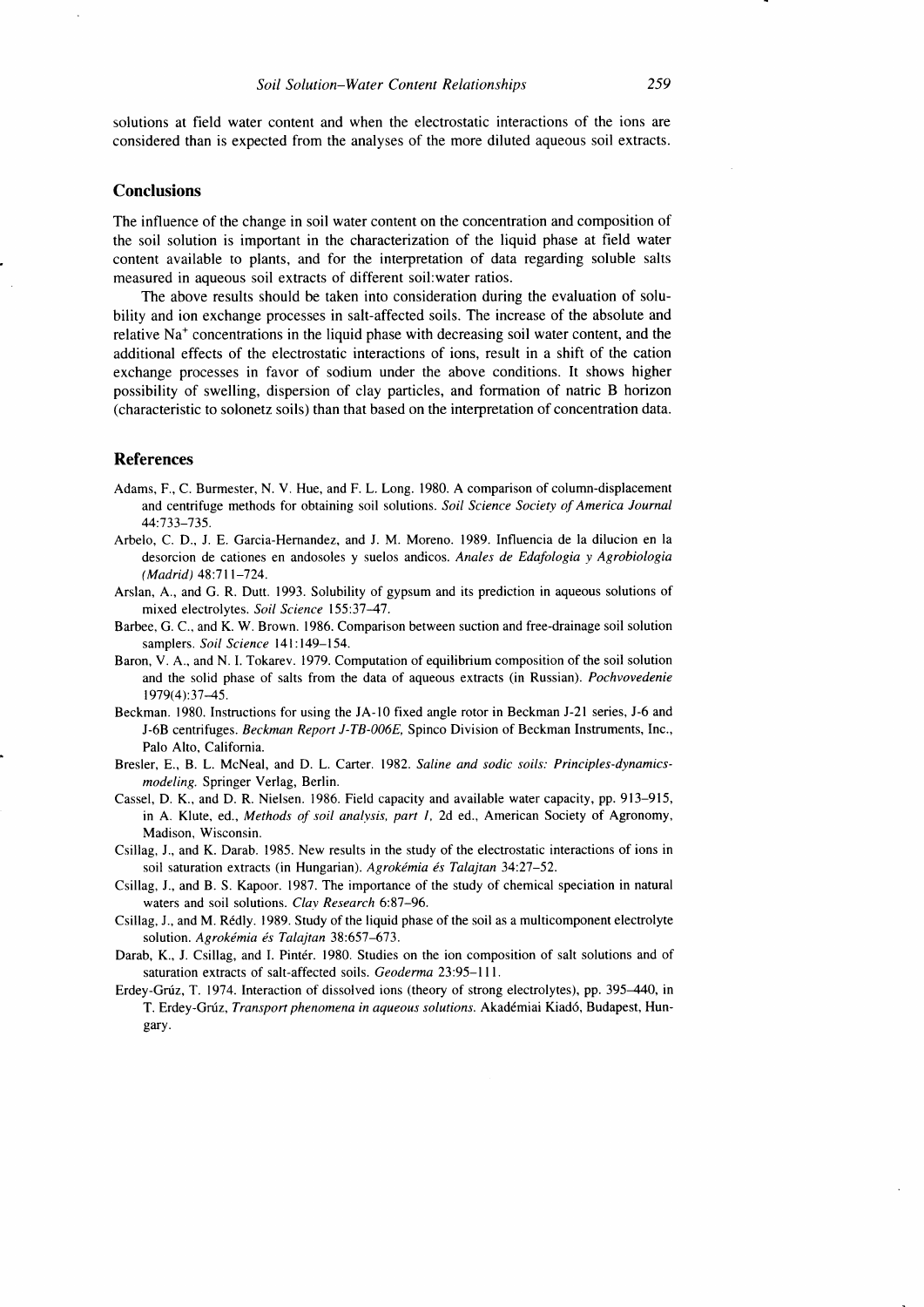solutions at field water content and when the electrostatic interactions of the ions are considered than is expected from the analyses of the more diluted aqueous soil extracts.

## Conclusions

The influence of the change in soil water content on the concentration and composition of the soil solution is important in the characterization of the liquid phase at field water content available to plants, and for the interpretation of data regarding soluble salts measured in aqueous soil extracts of different soil:water ratios.

The above results should be taken into consideration during the evaluation of solubility and ion exchange processes in salt-affected soils. The increase of the absolute and relative $Na^+$ concentrations in the liquid phase with decreasing soil water content, and the additional effects of the electrostatic interactions of ions, result in a shift of the cation exchange processes in favor of sodium under the above conditions. It shows higher possibility of swelling, dispersion of clay particles, and formation of natric B horizon (characteristic to solonetz soils) than that based on the interpretation of concentration data.

## References

Adams, F., C. Burmester, N. V. Hue, and F. L. Long. 1980. A comparison of column-displacement and centrifuge methods for obtaining soil solutions. *Soil Science Society of America Journal* 44:733–735.

Arbelo, C. D., J. E. Garcia-Hernandez, and J. M. Moreno. 1989. Influencia de la dilucion en la desorcion de cationes en andosoles y suelos andicos. *Anales de Edafologia y Agrobiologia (Madrid)* 48:711–724.

Arslan, A., and G. R. Dutt. 1993. Solubility of gypsum and its prediction in aqueous solutions of mixed electrolytes. *Soil Science* 155:37–47.

Barbee, G. C., and K. W. Brown. 1986. Comparison between suction and free-drainage soil solution samplers. *Soil Science* 141:149–154.

Baron, V. A., and N. I. Tokarev. 1979. Computation of equilibrium composition of the soil solution and the solid phase of salts from the data of aqueous extracts (in Russian). *Pochvovedenie* 1979(4):37–45.

Beckman. 1980. Instructions for using the JA-10 fixed angle rotor in Beckman J-21 series, J-6 and J-6B centrifuges. *Beckman Report J-TB-006E,* Spinco Division of Beckman Instruments, Inc., Palo Alto, California.

Bresler, E., B. L. McNeal, and D. L. Carter. 1982. *Saline and sodic soils: Principles-dynamics-modeling.* Springer Verlag, Berlin.

Cassel, D. K., and D. R. Nielsen. 1986. Field capacity and available water capacity, pp. 913–915, in A. Klute, ed., *Methods of soil analysis, part 1,* 2d ed., American Society of Agronomy, Madison, Wisconsin.

Csillag, J., and K. Darab. 1985. New results in the study of the electrostatic interactions of ions in soil saturation extracts (in Hungarian). *Agrokémia és Talajtan* 34:27–52.

Csillag, J., and B. S. Kapoor. 1987. The importance of the study of chemical speciation in natural waters and soil solutions. *Clay Research* 6:87–96.

Csillag, J., and M. Rédly. 1989. Study of the liquid phase of the soil as a multicomponent electrolyte solution. *Agrokémia és Talajtan* 38:657–673.

Darab, K., J. Csillag, and I. Pintér. 1980. Studies on the ion composition of salt solutions and of saturation extracts of salt-affected soils. *Geoderma* 23:95–111.

Erdey-Grúz, T. 1974. Interaction of dissolved ions (theory of strong electrolytes), pp. 395–440, in T. Erdey-Grúz, *Transport phenomena in aqueous solutions.* Akadémiai Kiadó, Budapest, Hungary.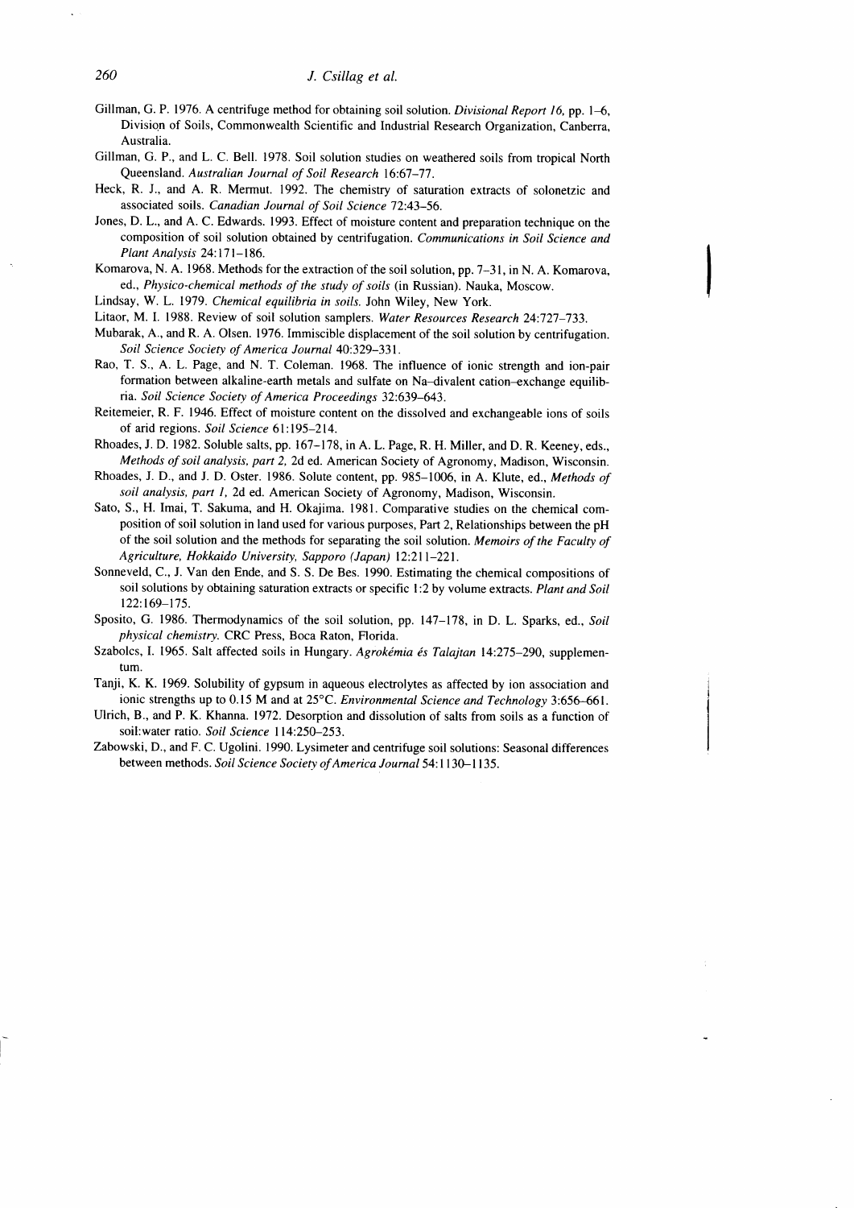Gillman, G. P. 1976. A centrifuge method for obtaining soil solution. *Divisional Report 16*, pp. 1–6, Division of Soils, Commonwealth Scientific and Industrial Research Organization, Canberra, Australia.

Gillman, G. P., and L. C. Bell. 1978. Soil solution studies on weathered soils from tropical North Queensland. *Australian Journal of Soil Research* 16:67–77.

Heck, R. J., and A. R. Mermut. 1992. The chemistry of saturation extracts of solonetzic and associated soils. *Canadian Journal of Soil Science* 72:43–56.

Jones, D. L., and A. C. Edwards. 1993. Effect of moisture content and preparation technique on the composition of soil solution obtained by centrifugation. *Communications in Soil Science and Plant Analysis* 24:171–186.

Komarova, N. A. 1968. Methods for the extraction of the soil solution, pp. 7–31, in N. A. Komarova, ed., *Physico-chemical methods of the study of soils* (in Russian). Nauka, Moscow.

Lindsay, W. L. 1979. *Chemical equilibria in soils.* John Wiley, New York.

Litaor, M. I. 1988. Review of soil solution samplers. *Water Resources Research* 24:727–733.

Mubarak, A., and R. A. Olsen. 1976. Immiscible displacement of the soil solution by centrifugation. *Soil Science Society of America Journal* 40:329–331.

Rao, T. S., A. L. Page, and N. T. Coleman. 1968. The influence of ionic strength and ion-pair formation between alkaline-earth metals and sulfate on Na–divalent cation–exchange equilibria. *Soil Science Society of America Proceedings* 32:639–643.

Reitemeier, R. F. 1946. Effect of moisture content on the dissolved and exchangeable ions of soils of arid regions. *Soil Science* 61:195–214.

Rhoades, J. D. 1982. Soluble salts, pp. 167–178, in A. L. Page, R. H. Miller, and D. R. Keeney, eds., *Methods of soil analysis, part 2,* 2d ed. American Society of Agronomy, Madison, Wisconsin.

Rhoades, J. D., and J. D. Oster. 1986. Solute content, pp. 985–1006, in A. Klute, ed., *Methods of soil analysis, part 1,* 2d ed. American Society of Agronomy, Madison, Wisconsin.

Sato, S., H. Imai, T. Sakuma, and H. Okajima. 1981. Comparative studies on the chemical composition of soil solution in land used for various purposes, Part 2, Relationships between the pH of the soil solution and the methods for separating the soil solution. *Memoirs of the Faculty of Agriculture, Hokkaido University, Sapporo (Japan)* 12:211–221.

Sonneveld, C., J. Van den Ende, and S. S. De Bes. 1990. Estimating the chemical compositions of soil solutions by obtaining saturation extracts or specific 1:2 by volume extracts. *Plant and Soil* 122:169–175.

Sposito, G. 1986. Thermodynamics of the soil solution, pp. 147–178, in D. L. Sparks, ed., *Soil physical chemistry.* CRC Press, Boca Raton, Florida.

Szabolcs, I. 1965. Salt affected soils in Hungary. *Agrokémia és Talajtan* 14:275–290, supplementum.

Tanji, K. K. 1969. Solubility of gypsum in aqueous electrolytes as affected by ion association and ionic strengths up to 0.15 M and at 25°C. *Environmental Science and Technology* 3:656–661.

Ulrich, B., and P. K. Khanna. 1972. Desorption and dissolution of salts from soils as a function of soil:water ratio. *Soil Science* 114:250–253.

Zabowski, D., and F. C. Ugolini. 1990. Lysimeter and centrifuge soil solutions: Seasonal differences between methods. *Soil Science Society of America Journal* 54:1130–1135.